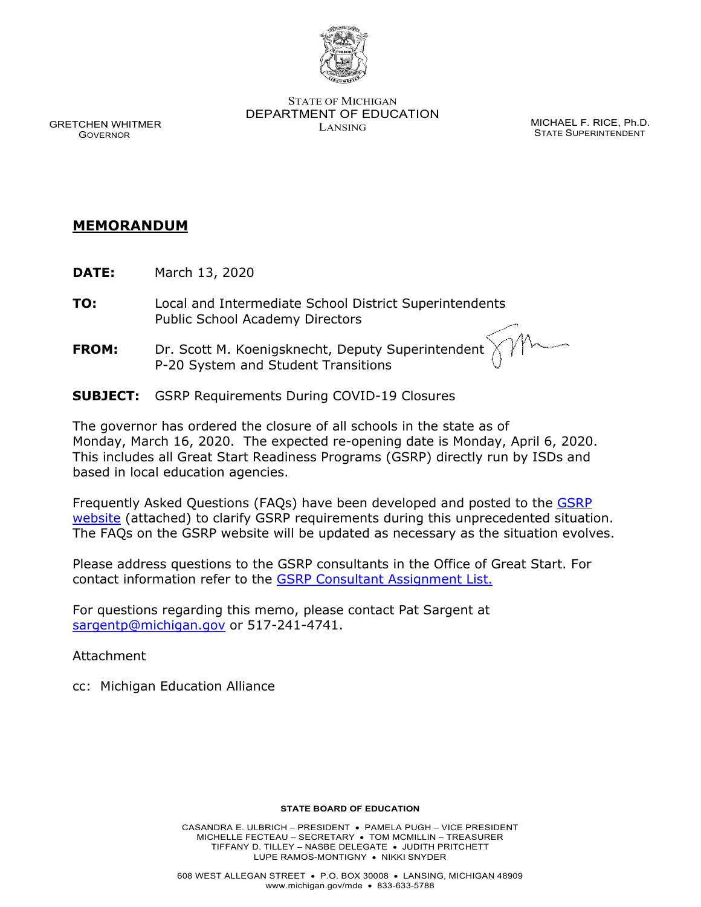STATE OF MICHIGAN
DEPARTMENT OF EDUCATION
LANSING

GRETCHEN WHITMER
GOVERNOR

MICHAEL F. RICE, Ph.D.
STATE SUPERINTENDENT

# MEMORANDUM

**DATE:** March 13, 2020

**TO:** Local and Intermediate School District Superintendents
Public School Academy Directors

**FROM:** Dr. Scott M. Koenigsknecht, Deputy Superintendent
P-20 System and Student Transitions

**SUBJECT:** GSRP Requirements During COVID-19 Closures

The governor has ordered the closure of all schools in the state as of Monday, March 16, 2020. The expected re-opening date is Monday, April 6, 2020. This includes all Great Start Readiness Programs (GSRP) directly run by ISDs and based in local education agencies.

Frequently Asked Questions (FAQs) have been developed and posted to the GSRP website (attached) to clarify GSRP requirements during this unprecedented situation. The FAQs on the GSRP website will be updated as necessary as the situation evolves.

Please address questions to the GSRP consultants in the Office of Great Start. For contact information refer to the GSRP Consultant Assignment List.

For questions regarding this memo, please contact Pat Sargent at sargentp@michigan.gov or 517-241-4741.

Attachment

cc: Michigan Education Alliance

STATE BOARD OF EDUCATION

CASANDRA E. ULBRICH – PRESIDENT • PAMELA PUGH – VICE PRESIDENT
MICHELLE FECTEAU – SECRETARY • TOM MCMILLIN – TREASURER
TIFFANY D. TILLEY – NASBE DELEGATE • JUDITH PRITCHETT
LUPE RAMOS-MONTIGNY • NIKKI SNYDER

608 WEST ALLEGAN STREET • P.O. BOX 30008 • LANSING, MICHIGAN 48909
www.michigan.gov/mde • 833-633-5788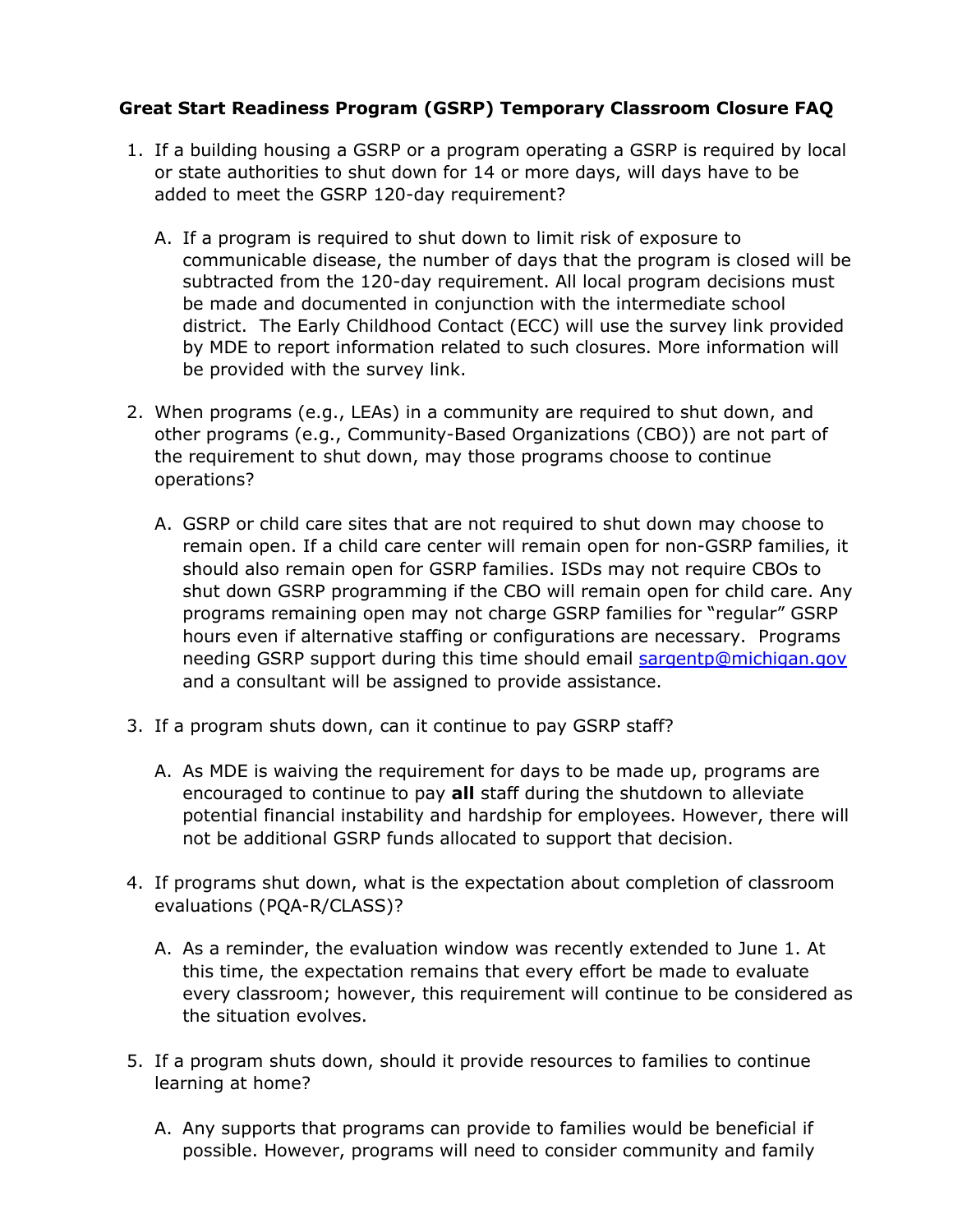## Great Start Readiness Program (GSRP) Temporary Classroom Closure FAQ

1. If a building housing a GSRP or a program operating a GSRP is required by local or state authorities to shut down for 14 or more days, will days have to be added to meet the GSRP 120-day requirement?

   A. If a program is required to shut down to limit risk of exposure to communicable disease, the number of days that the program is closed will be subtracted from the 120-day requirement. All local program decisions must be made and documented in conjunction with the intermediate school district. The Early Childhood Contact (ECC) will use the survey link provided by MDE to report information related to such closures. More information will be provided with the survey link.

2. When programs (e.g., LEAs) in a community are required to shut down, and other programs (e.g., Community-Based Organizations (CBO)) are not part of the requirement to shut down, may those programs choose to continue operations?

   A. GSRP or child care sites that are not required to shut down may choose to remain open. If a child care center will remain open for non-GSRP families, it should also remain open for GSRP families. ISDs may not require CBOs to shut down GSRP programming if the CBO will remain open for child care. Any programs remaining open may not charge GSRP families for "regular" GSRP hours even if alternative staffing or configurations are necessary. Programs needing GSRP support during this time should email [sargentp@michigan.gov](mailto:sargentp@michigan.gov) and a consultant will be assigned to provide assistance.

3. If a program shuts down, can it continue to pay GSRP staff?

   A. As MDE is waiving the requirement for days to be made up, programs are encouraged to continue to pay **all** staff during the shutdown to alleviate potential financial instability and hardship for employees. However, there will not be additional GSRP funds allocated to support that decision.

4. If programs shut down, what is the expectation about completion of classroom evaluations (PQA-R/CLASS)?

   A. As a reminder, the evaluation window was recently extended to June 1. At this time, the expectation remains that every effort be made to evaluate every classroom; however, this requirement will continue to be considered as the situation evolves.

5. If a program shuts down, should it provide resources to families to continue learning at home?

   A. Any supports that programs can provide to families would be beneficial if possible. However, programs will need to consider community and family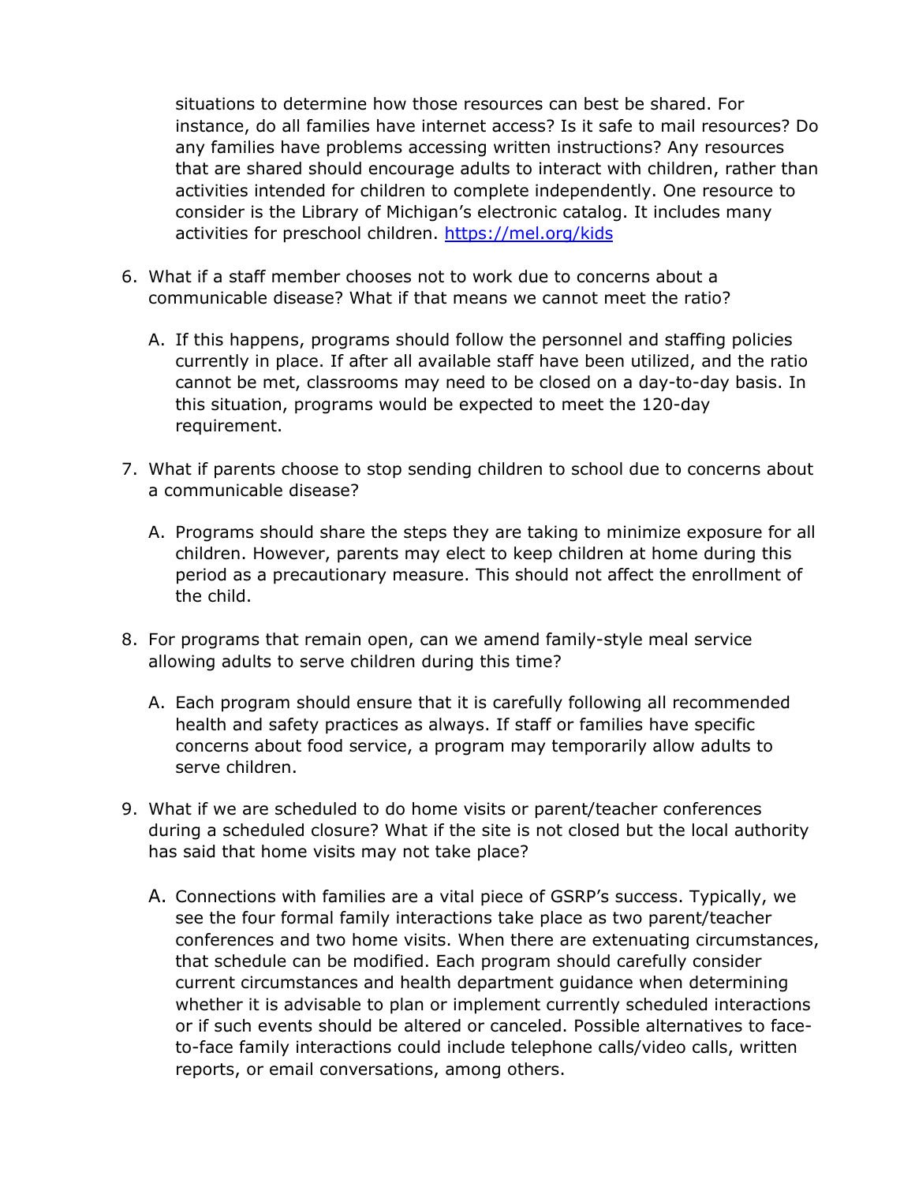situations to determine how those resources can best be shared. For instance, do all families have internet access? Is it safe to mail resources? Do any families have problems accessing written instructions? Any resources that are shared should encourage adults to interact with children, rather than activities intended for children to complete independently. One resource to consider is the Library of Michigan's electronic catalog. It includes many activities for preschool children. [https://mel.org/kids](https://mel.org/kids)

6. What if a staff member chooses not to work due to concerns about a communicable disease? What if that means we cannot meet the ratio?

   A. If this happens, programs should follow the personnel and staffing policies currently in place. If after all available staff have been utilized, and the ratio cannot be met, classrooms may need to be closed on a day-to-day basis. In this situation, programs would be expected to meet the 120-day requirement.

7. What if parents choose to stop sending children to school due to concerns about a communicable disease?

   A. Programs should share the steps they are taking to minimize exposure for all children. However, parents may elect to keep children at home during this period as a precautionary measure. This should not affect the enrollment of the child.

8. For programs that remain open, can we amend family-style meal service allowing adults to serve children during this time?

   A. Each program should ensure that it is carefully following all recommended health and safety practices as always. If staff or families have specific concerns about food service, a program may temporarily allow adults to serve children.

9. What if we are scheduled to do home visits or parent/teacher conferences during a scheduled closure? What if the site is not closed but the local authority has said that home visits may not take place?

   A. Connections with families are a vital piece of GSRP's success. Typically, we see the four formal family interactions take place as two parent/teacher conferences and two home visits. When there are extenuating circumstances, that schedule can be modified. Each program should carefully consider current circumstances and health department guidance when determining whether it is advisable to plan or implement currently scheduled interactions or if such events should be altered or canceled. Possible alternatives to face-to-face family interactions could include telephone calls/video calls, written reports, or email conversations, among others.